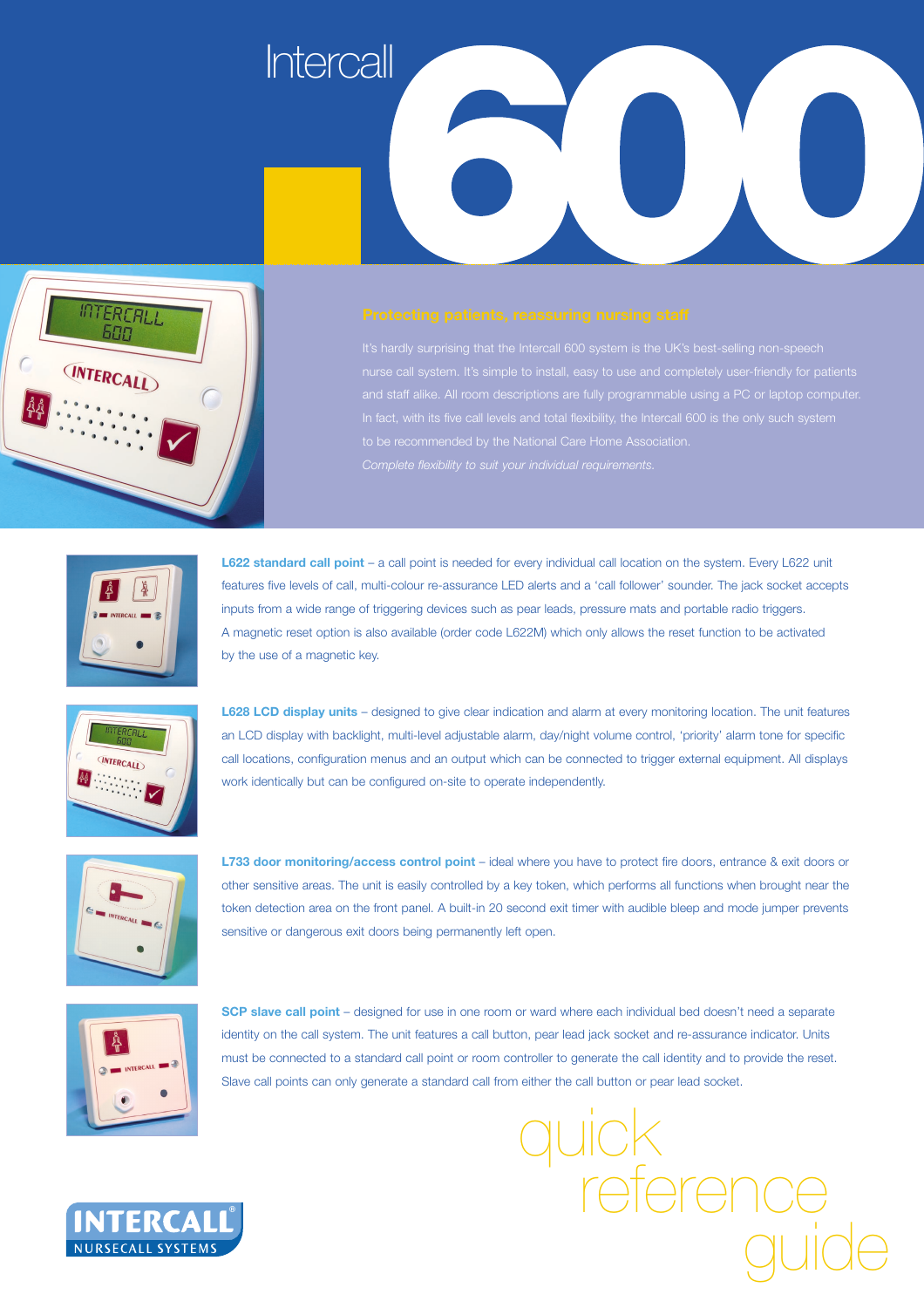# Intercall 600

## Protecting patients, reassuring nursing staff

It's hardly surprising that the Intercall 600 system is the UK's best-selling non-speech nurse call system. It's simple to install, easy to use and completely user-friendly for patients and staff alike. All room descriptions are fully programmable using a PC or laptop computer. In fact, with its five call levels and total flexibility, the Intercall 600 is the only such system to be recommended by the National Care Home Association.

*Complete flexibility to suit your individual requirements.*

**L622 standard call point** – a call point is needed for every individual call location on the system. Every L622 unit features five levels of call, multi-colour re-assurance LED alerts and a 'call follower' sounder. The jack socket accepts inputs from a wide range of triggering devices such as pear leads, pressure mats and portable radio triggers. A magnetic reset option is also available (order code L622M) which only allows the reset function to be activated by the use of a magnetic key.

**L628 LCD display units** – designed to give clear indication and alarm at every monitoring location. The unit features an LCD display with backlight, multi-level adjustable alarm, day/night volume control, 'priority' alarm tone for specific call locations, configuration menus and an output which can be connected to trigger external equipment. All displays work identically but can be configured on-site to operate independently.

**L733 door monitoring/access control point** – ideal where you have to protect fire doors, entrance & exit doors or other sensitive areas. The unit is easily controlled by a key token, which performs all functions when brought near the token detection area on the front panel. A built-in 20 second exit timer with audible bleep and mode jumper prevents sensitive or dangerous exit doors being permanently left open.

**SCP slave call point** – designed for use in one room or ward where each individual bed doesn't need a separate identity on the call system. The unit features a call button, pear lead jack socket and re-assurance indicator. Units must be connected to a standard call point or room controller to generate the call identity and to provide the reset. Slave call points can only generate a standard call from either the call button or pear lead socket.

INTERCALL® NURSECALL SYSTEMS

quick reference guide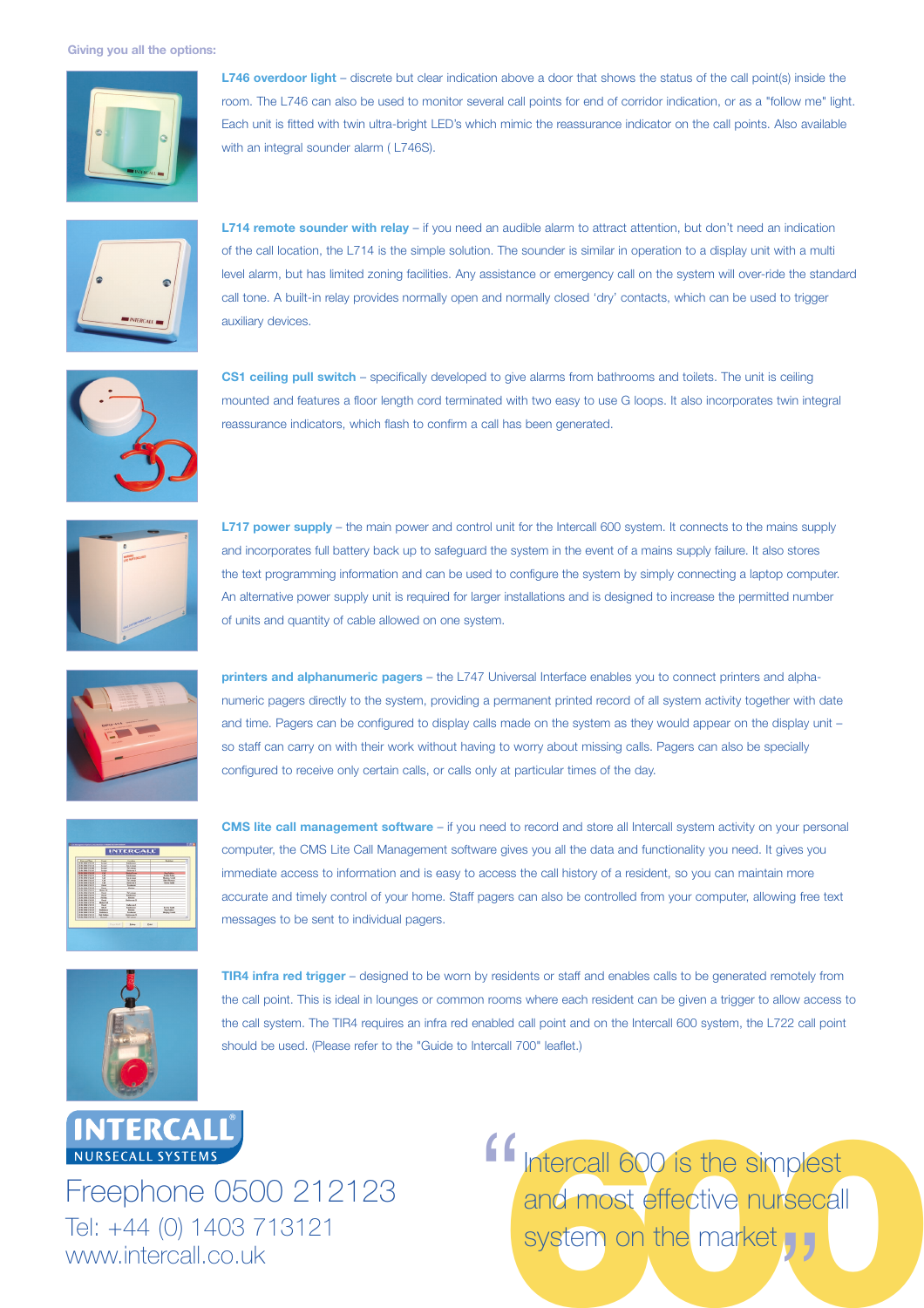Giving you all the options:

**L746 overdoor light** – discrete but clear indication above a door that shows the status of the call point(s) inside the room. The L746 can also be used to monitor several call points for end of corridor indication, or as a "follow me" light. Each unit is fitted with twin ultra-bright LED's which mimic the reassurance indicator on the call points. Also available with an integral sounder alarm ( L746S).

**L714 remote sounder with relay** – if you need an audible alarm to attract attention, but don't need an indication of the call location, the L714 is the simple solution. The sounder is similar in operation to a display unit with a multi level alarm, but has limited zoning facilities. Any assistance or emergency call on the system will over-ride the standard call tone. A built-in relay provides normally open and normally closed 'dry' contacts, which can be used to trigger auxiliary devices.

**CS1 ceiling pull switch** – specifically developed to give alarms from bathrooms and toilets. The unit is ceiling mounted and features a floor length cord terminated with two easy to use G loops. It also incorporates twin integral reassurance indicators, which flash to confirm a call has been generated.

**L717 power supply** – the main power and control unit for the Intercall 600 system. It connects to the mains supply and incorporates full battery back up to safeguard the system in the event of a mains supply failure. It also stores the text programming information and can be used to configure the system by simply connecting a laptop computer. An alternative power supply unit is required for larger installations and is designed to increase the permitted number of units and quantity of cable allowed on one system.

**printers and alphanumeric pagers** – the L747 Universal Interface enables you to connect printers and alpha-numeric pagers directly to the system, providing a permanent printed record of all system activity together with date and time. Pagers can be configured to display calls made on the system as they would appear on the display unit – so staff can carry on with their work without having to worry about missing calls. Pagers can also be specially configured to receive only certain calls, or calls only at particular times of the day.

**CMS lite call management software** – if you need to record and store all Intercall system activity on your personal computer, the CMS Lite Call Management software gives you all the data and functionality you need. It gives you immediate access to information and is easy to access the call history of a resident, so you can maintain more accurate and timely control of your home. Staff pagers can also be controlled from your computer, allowing free text messages to be sent to individual pagers.

**TIR4 infra red trigger** – designed to be worn by residents or staff and enables calls to be generated remotely from the call point. This is ideal in lounges or common rooms where each resident can be given a trigger to allow access to the call system. The TIR4 requires an infra red enabled call point and on the Intercall 600 system, the L722 call point should be used. (Please refer to the "Guide to Intercall 700" leaflet.)

INTERCALL®
NURSECALL SYSTEMS

Freephone 0500 212123
Tel: +44 (0) 1403 713121
www.intercall.co.uk

"Intercall 600 is the simplest and most effective nursecall system on the market"

600